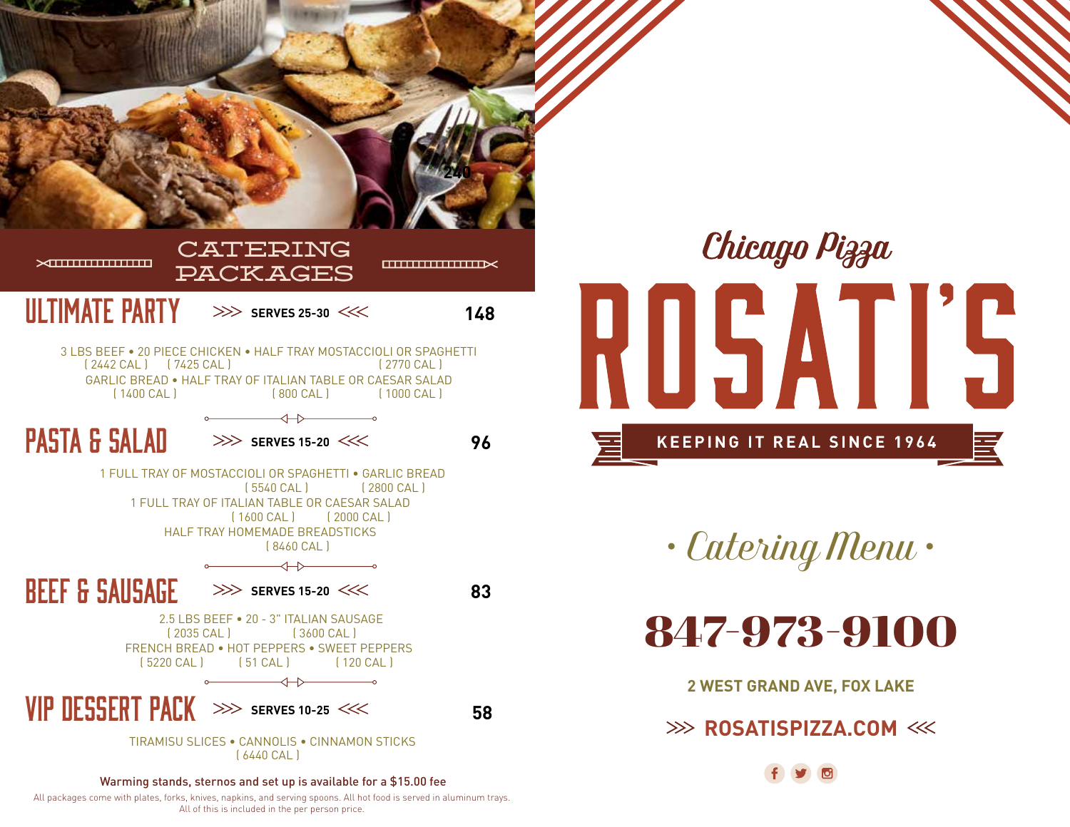# CATERING PACKAGES

## ULTIMATE PARTY

>>> SERVES 25-30 <<<

148

3 LBS BEEF • 20 PIECE CHICKEN • HALF TRAY MOSTACCIOLI OR SPAGHETTI
( 2442 CAL ) ( 7425 CAL ) ( 2770 CAL )
GARLIC BREAD • HALF TRAY OF ITALIAN TABLE OR CAESAR SALAD
( 1400 CAL ) ( 800 CAL ) ( 1000 CAL )

## PASTA & SALAD

>>> SERVES 15-20 <<<

96

1 FULL TRAY OF MOSTACCIOLI OR SPAGHETTI • GARLIC BREAD
( 5540 CAL ) ( 2800 CAL )
1 FULL TRAY OF ITALIAN TABLE OR CAESAR SALAD
( 1600 CAL ) ( 2000 CAL )
HALF TRAY HOMEMADE BREADSTICKS
( 8460 CAL )

## BEEF & SAUSAGE

>>> SERVES 15-20 <<<

83

2.5 LBS BEEF • 20 - 3" ITALIAN SAUSAGE
( 2035 CAL ) ( 3600 CAL )
FRENCH BREAD • HOT PEPPERS • SWEET PEPPERS
( 5220 CAL ) ( 51 CAL ) ( 120 CAL )

## VIP DESSERT PACK

>>> SERVES 10-25 <<<

58

TIRAMISU SLICES • CANNOLIS • CINNAMON STICKS
( 6440 CAL )

Warming stands, sternos and set up is available for a $15.00 fee

All packages come with plates, forks, knives, napkins, and serving spoons. All hot food is served in aluminum trays. All of this is included in the per person price.

*Chicago Pizza*

# ROSATI'S

**KEEPING IT REAL SINCE 1964**

*• Catering Menu •*

# 847-973-9100

**2 WEST GRAND AVE, FOX LAKE**

**>>> ROSATISPIZZA.COM <<<**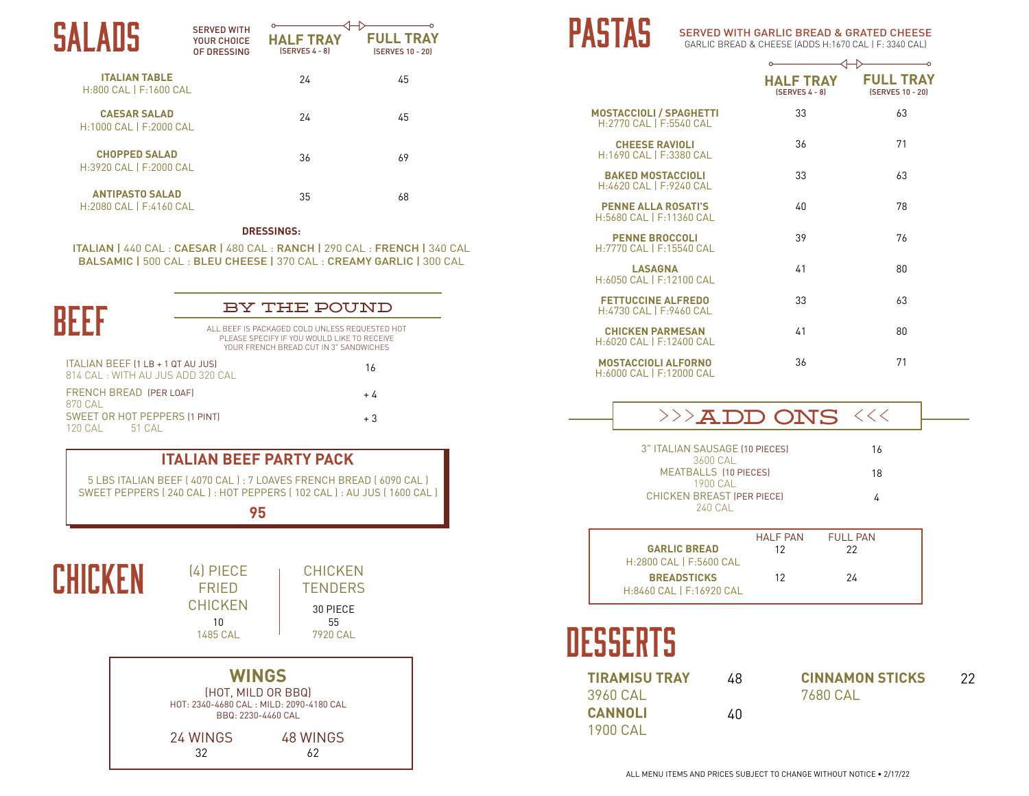# SALADS

SERVED WITH YOUR CHOICE OF DRESSING

| | HALF TRAY (SERVES 4 - 8) | FULL TRAY (SERVES 10 - 20) |
|---|---|---|
| **ITALIAN TABLE** H:800 CAL \| F:1600 CAL | 24 | 45 |
| **CAESAR SALAD** H:1000 CAL \| F:2000 CAL | 24 | 45 |
| **CHOPPED SALAD** H:3920 CAL \| F:2000 CAL | 36 | 69 |
| **ANTIPASTO SALAD** H:2080 CAL \| F:4160 CAL | 35 | 68 |

**DRESSINGS:**

**ITALIAN |** 440 CAL : **CAESAR |** 480 CAL : **RANCH |** 290 CAL : **FRENCH |** 340 CAL
**BALSAMIC |** 500 CAL : **BLEU CHEESE |** 370 CAL : **CREAMY GARLIC |** 300 CAL

# BEEF

## BY THE POUND

ALL BEEF IS PACKAGED COLD UNLESS REQUESTED HOT
PLEASE SPECIFY IF YOU WOULD LIKE TO RECEIVE
YOUR FRENCH BREAD CUT IN 3" SANDWICHES

| | |
|---|---|
| ITALIAN BEEF (1 LB + 1 QT AU JUS) 814 CAL : WITH AU JUS ADD 320 CAL | 16 |
| FRENCH BREAD (PER LOAF) 870 CAL | + 4 |
| SWEET OR HOT PEPPERS (1 PINT) 120 CAL 51 CAL | + 3 |

## ITALIAN BEEF PARTY PACK

5 LBS ITALIAN BEEF ( 4070 CAL ) : 7 LOAVES FRENCH BREAD ( 6090 CAL )
SWEET PEPPERS ( 240 CAL ) : HOT PEPPERS ( 102 CAL ) : AU JUS ( 1600 CAL )

**95**

# CHICKEN

(4) PIECE FRIED CHICKEN
10
1485 CAL

CHICKEN TENDERS
30 PIECE
55
7920 CAL

## WINGS

(HOT, MILD OR BBQ)
HOT: 2340-4680 CAL : MILD: 2090-4180 CAL
BBQ: 2230-4460 CAL

| 24 WINGS | 48 WINGS |
|---|---|
| 32 | 62 |

# PASTAS

SERVED WITH GARLIC BREAD & GRATED CHEESE
GARLIC BREAD & CHEESE (ADDS H:1670 CAL | F: 3340 CAL)

| | HALF TRAY (SERVES 4 - 8) | FULL TRAY (SERVES 10 - 20) |
|---|---|---|
| **MOSTACCIOLI / SPAGHETTI** H:2770 CAL \| F:5540 CAL | 33 | 63 |
| **CHEESE RAVIOLI** H:1690 CAL \| F:3380 CAL | 36 | 71 |
| **BAKED MOSTACCIOLI** H:4620 CAL \| F:9240 CAL | 33 | 63 |
| **PENNE ALLA ROSATI'S** H:5680 CAL \| F:11360 CAL | 40 | 78 |
| **PENNE BROCCOLI** H:7770 CAL \| F:15540 CAL | 39 | 76 |
| **LASAGNA** H:6050 CAL \| F:12100 CAL | 41 | 80 |
| **FETTUCCINE ALFREDO** H:4730 CAL \| F:9460 CAL | 33 | 63 |
| **CHICKEN PARMESAN** H:6020 CAL \| F:12400 CAL | 41 | 80 |
| **MOSTACCIOLI ALFORNO** H:6000 CAL \| F:12000 CAL | 36 | 71 |

## >>>ADD ONS <<<

| | |
|---|---|
| 3" ITALIAN SAUSAGE (10 PIECES) 3600 CAL | 16 |
| MEATBALLS (10 PIECES) 1900 CAL | 18 |
| CHICKEN BREAST (PER PIECE) 240 CAL | 4 |

| | HALF PAN | FULL PAN |
|---|---|---|
| **GARLIC BREAD** H:2800 CAL \| F:5600 CAL | 12 | 22 |
| **BREADSTICKS** H:8460 CAL \| F:16920 CAL | 12 | 24 |

# DESSERTS

| | |
|---|---|
| **TIRAMISU TRAY** 3960 CAL | 48 |
| **CANNOLI** 1900 CAL | 40 |
| **CINNAMON STICKS** 7680 CAL | 22 |

ALL MENU ITEMS AND PRICES SUBJECT TO CHANGE WITHOUT NOTICE • 2/17/22